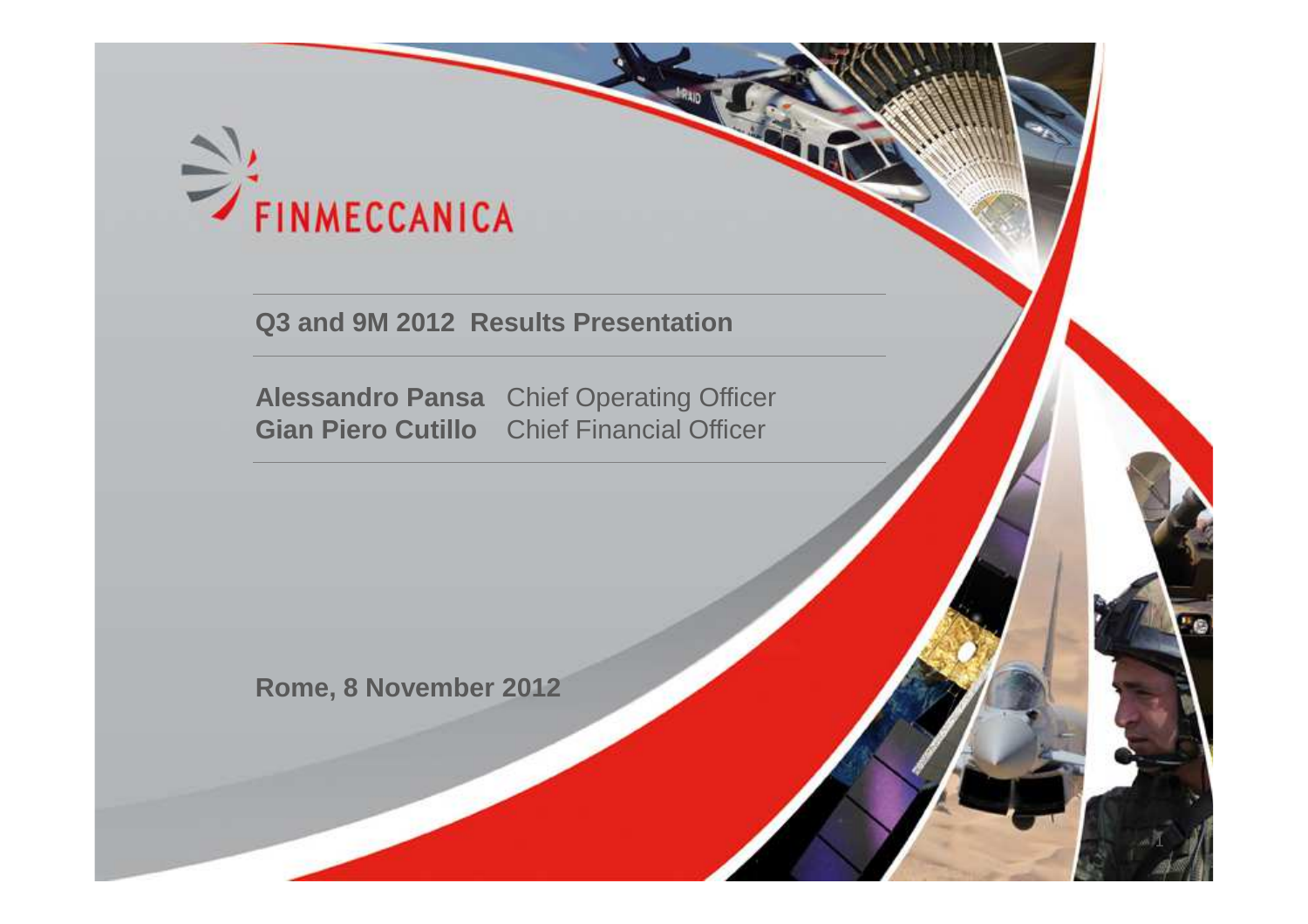FINMECCANICA

# Q3 and 9M 2012 Results Presentation

**Alessandro Pansa** Chief Operating Officer
**Gian Piero Cutillo** Chief Financial Officer

**Rome, 8 November 2012**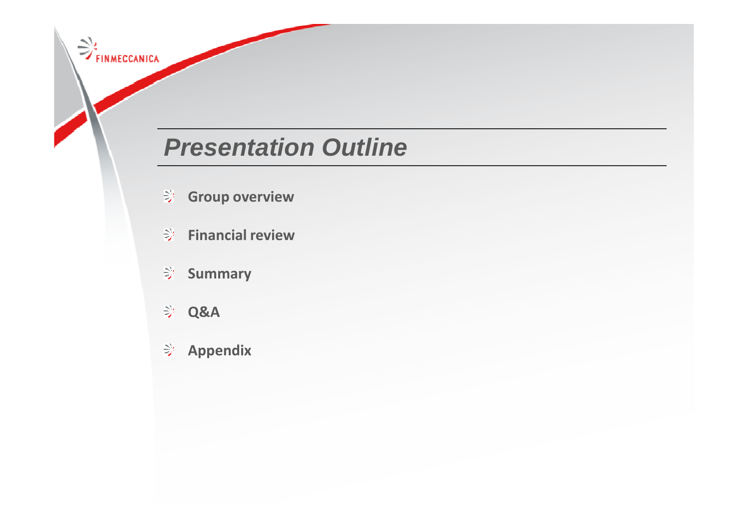# Presentation Outline

- **Group overview**
- **Financial review**
- **Summary**
- **Q&A**
- **Appendix**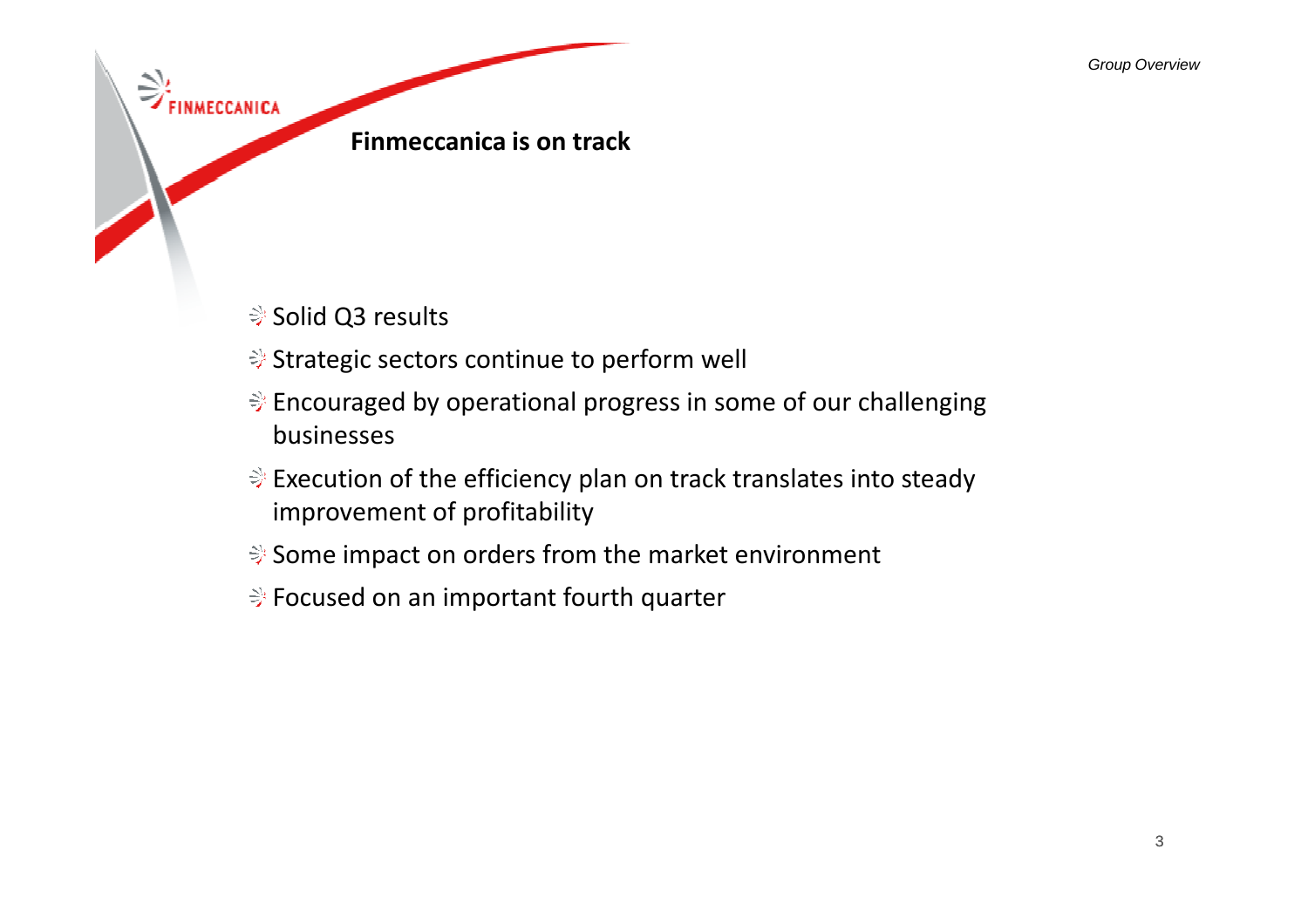## Finmeccanica is on track

- Solid Q3 results
- Strategic sectors continue to perform well
- Encouraged by operational progress in some of our challenging businesses
- Execution of the efficiency plan on track translates into steady improvement of profitability
- Some impact on orders from the market environment
- Focused on an important fourth quarter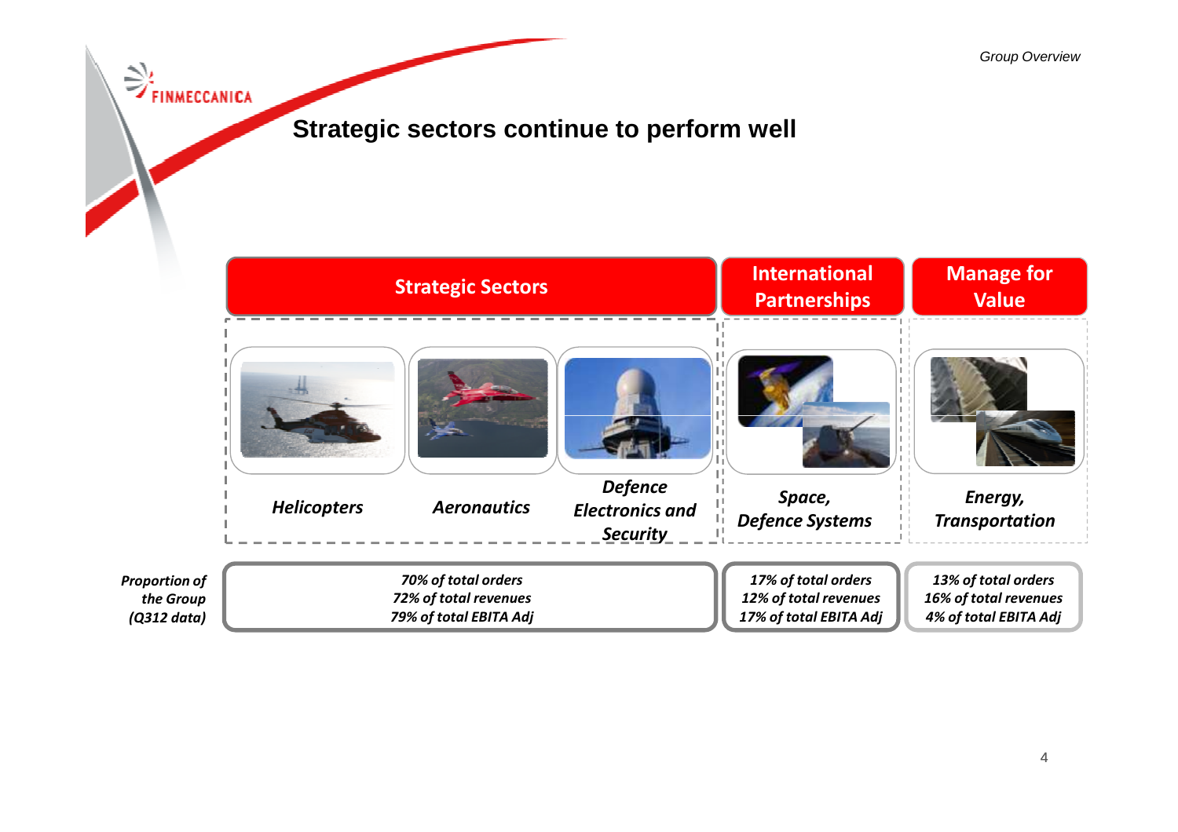## Strategic sectors continue to perform well

| | Strategic Sectors | | | International Partnerships | Manage for Value |
|---|---|---|---|---|---|
| | *Helicopters* | *Aeronautics* | *Defence Electronics and Security* | *Space, Defence Systems* | *Energy, Transportation* |
| *Proportion of the Group (Q312 data)* | *70% of total orders*<br>*72% of total revenues*<br>*79% of total EBITA Adj* | | | *17% of total orders*<br>*12% of total revenues*<br>*17% of total EBITA Adj* | *13% of total orders*<br>*16% of total revenues*<br>*4% of total EBITA Adj* |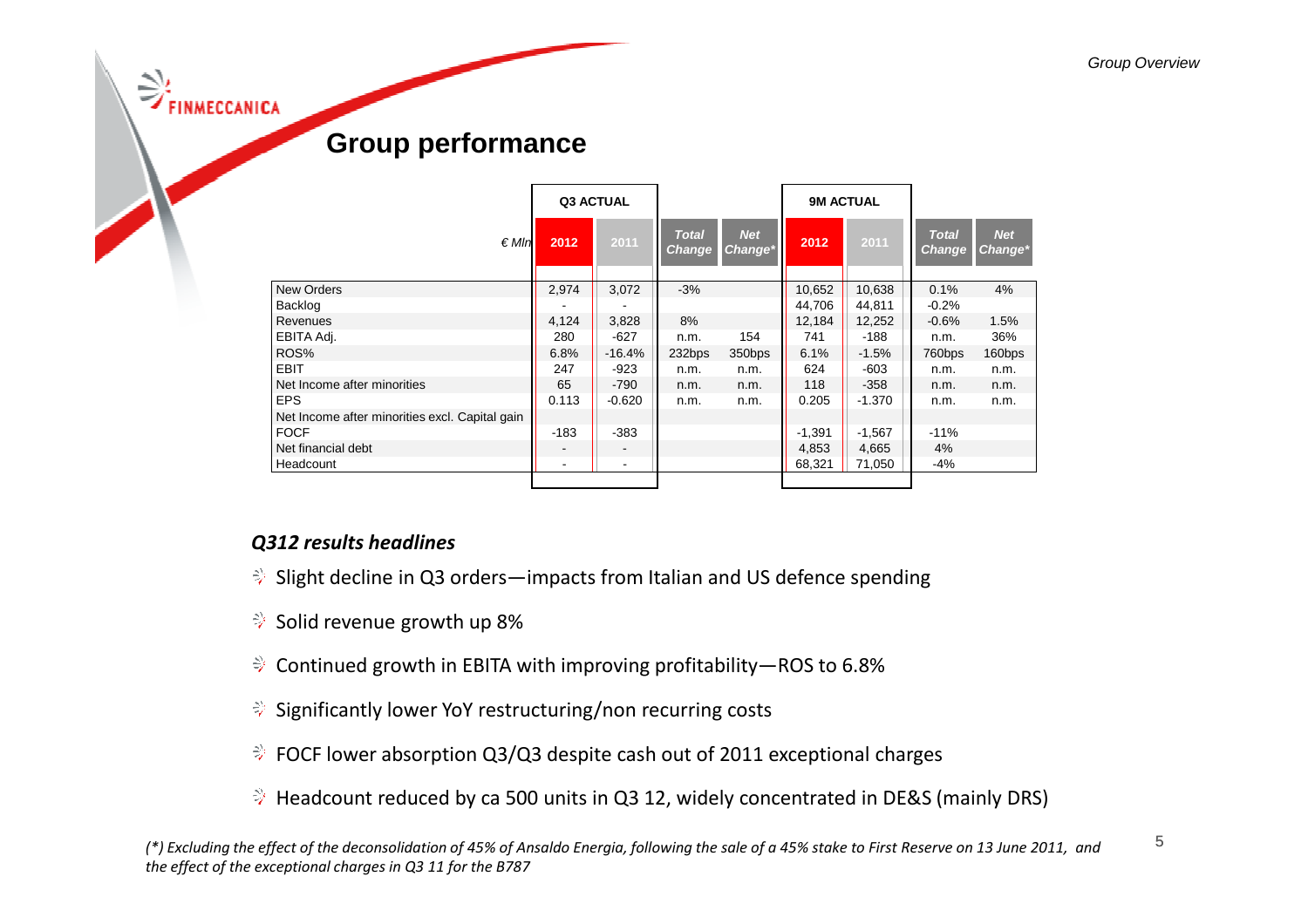## Group performance

| € Mln | Q3 ACTUAL 2012 | Q3 ACTUAL 2011 | Total Change | Net Change* | 9M ACTUAL 2012 | 9M ACTUAL 2011 | Total Change | Net Change* |
|---|---|---|---|---|---|---|---|---|
| New Orders | 2,974 | 3,072 | -3% | | 10,652 | 10,638 | 0.1% | 4% |
| Backlog | - | - | | | 44,706 | 44,811 | -0.2% | |
| Revenues | 4,124 | 3,828 | 8% | | 12,184 | 12,252 | -0.6% | 1.5% |
| EBITA Adj. | 280 | -627 | n.m. | 154 | 741 | -188 | n.m. | 36% |
| ROS% | 6.8% | -16.4% | 232bps | 350bps | 6.1% | -1.5% | 760bps | 160bps |
| EBIT | 247 | -923 | n.m. | n.m. | 624 | -603 | n.m. | n.m. |
| Net Income after minorities | 65 | -790 | n.m. | n.m. | 118 | -358 | n.m. | n.m. |
| EPS | 0.113 | -0.620 | n.m. | n.m. | 0.205 | -1.370 | n.m. | n.m. |
| Net Income after minorities excl. Capital gain | | | | | | | | |
| FOCF | -183 | -383 | | | -1,391 | -1,567 | -11% | |
| Net financial debt | - | - | | | 4,853 | 4,665 | 4% | |
| Headcount | - | - | | | 68,321 | 71,050 | -4% | |

***Q312 results headlines***

- Slight decline in Q3 orders—impacts from Italian and US defence spending
- Solid revenue growth up 8%
- Continued growth in EBITA with improving profitability—ROS to 6.8%
- Significantly lower YoY restructuring/non recurring costs
- FOCF lower absorption Q3/Q3 despite cash out of 2011 exceptional charges
- Headcount reduced by ca 500 units in Q3 12, widely concentrated in DE&S (mainly DRS)

*(\*) Excluding the effect of the deconsolidation of 45% of Ansaldo Energia, following the sale of a 45% stake to First Reserve on 13 June 2011, and the effect of the exceptional charges in Q3 11 for the B787*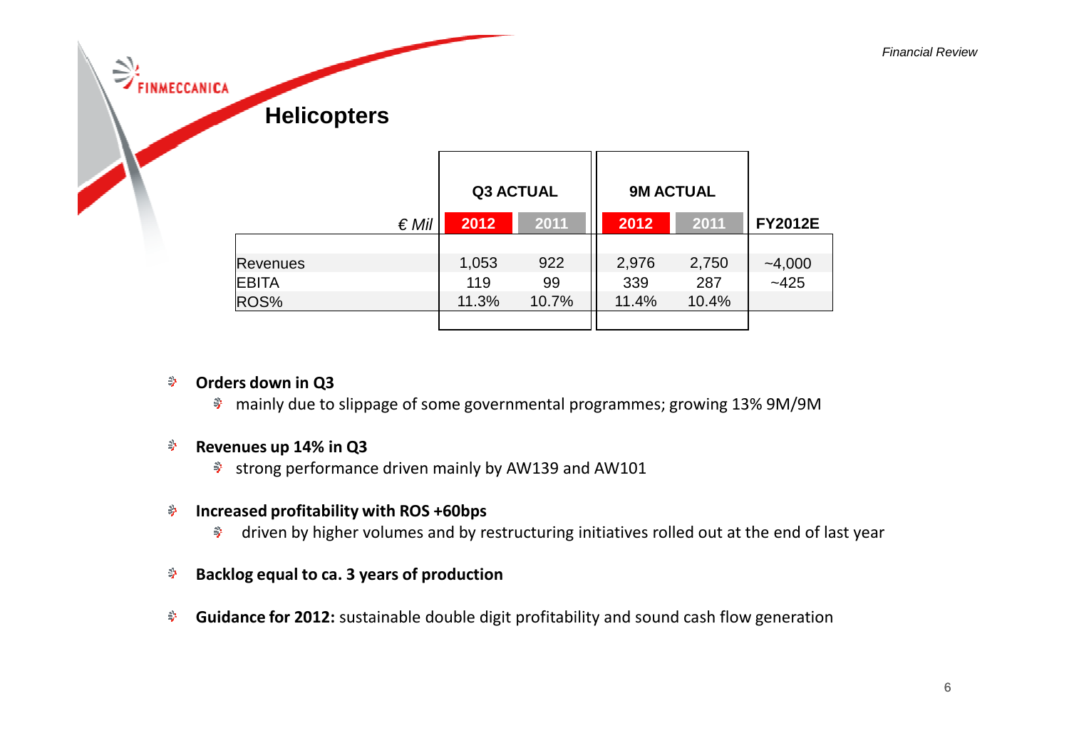# Helicopters

| € Mil | Q3 ACTUAL | | 9M ACTUAL | | |
|---|---|---|---|---|---|
| | 2012 | 2011 | 2012 | 2011 | FY2012E |
| Revenues | 1,053 | 922 | 2,976 | 2,750 | ~4,000 |
| EBITA | 119 | 99 | 339 | 287 | ~425 |
| ROS% | 11.3% | 10.7% | 11.4% | 10.4% | |

- **Orders down in Q3**
  - mainly due to slippage of some governmental programmes; growing 13% 9M/9M
- **Revenues up 14% in Q3**
  - strong performance driven mainly by AW139 and AW101
- **Increased profitability with ROS +60bps**
  - driven by higher volumes and by restructuring initiatives rolled out at the end of last year
- **Backlog equal to ca. 3 years of production**
- **Guidance for 2012:** sustainable double digit profitability and sound cash flow generation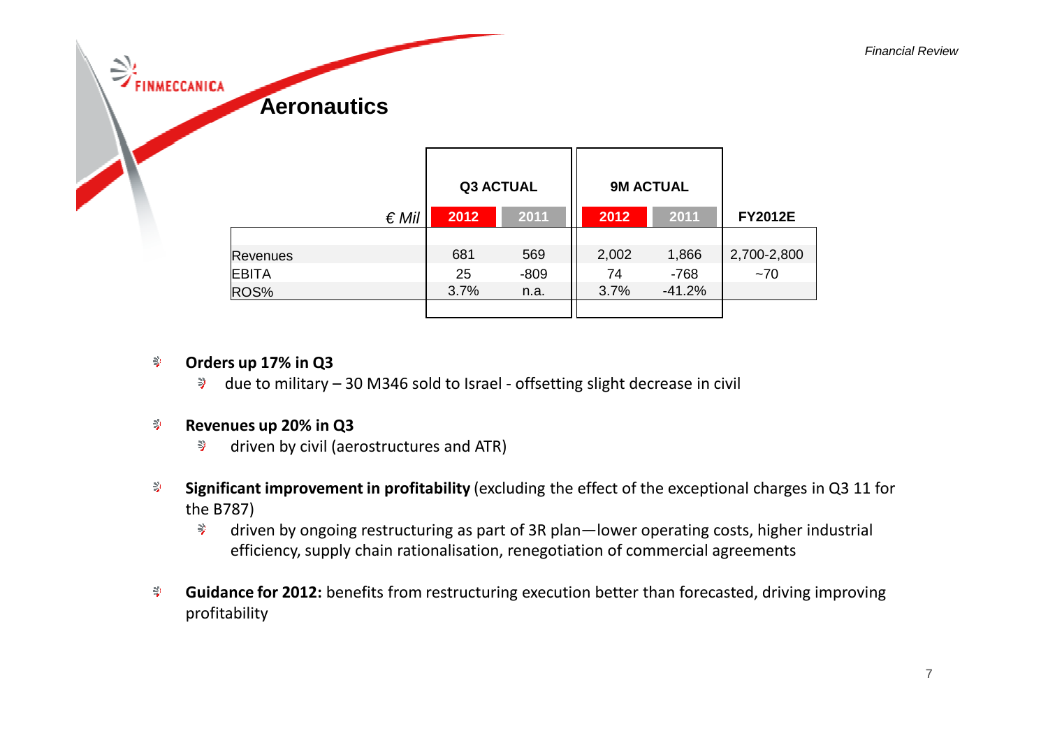# Aeronautics

| *€ Mil* | Q3 ACTUAL | | 9M ACTUAL | | |
|---|---|---|---|---|---|
| | 2012 | 2011 | 2012 | 2011 | FY2012E |
| Revenues | 681 | 569 | 2,002 | 1,866 | 2,700-2,800 |
| EBITA | 25 | -809 | 74 | -768 | ~70 |
| ROS% | 3.7% | n.a. | 3.7% | -41.2% | |

- **Orders up 17% in Q3**
  - due to military – 30 M346 sold to Israel - offsetting slight decrease in civil
- **Revenues up 20% in Q3**
  - driven by civil (aerostructures and ATR)
- **Significant improvement in profitability** (excluding the effect of the exceptional charges in Q3 11 for the B787)
  - driven by ongoing restructuring as part of 3R plan—lower operating costs, higher industrial efficiency, supply chain rationalisation, renegotiation of commercial agreements
- **Guidance for 2012:** benefits from restructuring execution better than forecasted, driving improving profitability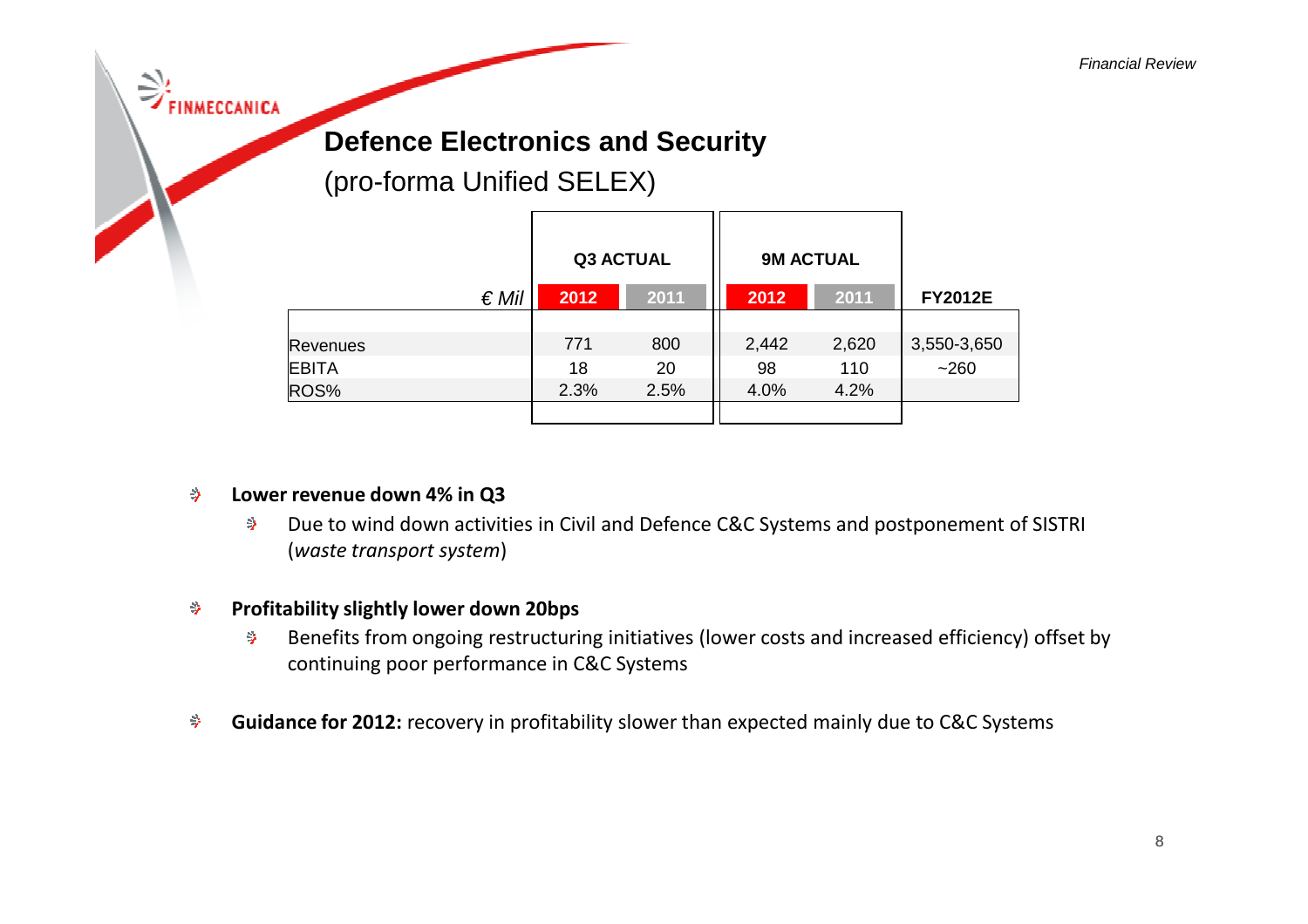# Defence Electronics and Security

(pro-forma Unified SELEX)

| *€ Mil* | Q3 ACTUAL | | 9M ACTUAL | | |
|---|---|---|---|---|---|
| | 2012 | 2011 | 2012 | 2011 | FY2012E |
| Revenues | 771 | 800 | 2,442 | 2,620 | 3,550-3,650 |
| EBITA | 18 | 20 | 98 | 110 | ~260 |
| ROS% | 2.3% | 2.5% | 4.0% | 4.2% | |

- **Lower revenue down 4% in Q3**
  - Due to wind down activities in Civil and Defence C&C Systems and postponement of SISTRI (*waste transport system*)
- **Profitability slightly lower down 20bps**
  - Benefits from ongoing restructuring initiatives (lower costs and increased efficiency) offset by continuing poor performance in C&C Systems
- **Guidance for 2012:** recovery in profitability slower than expected mainly due to C&C Systems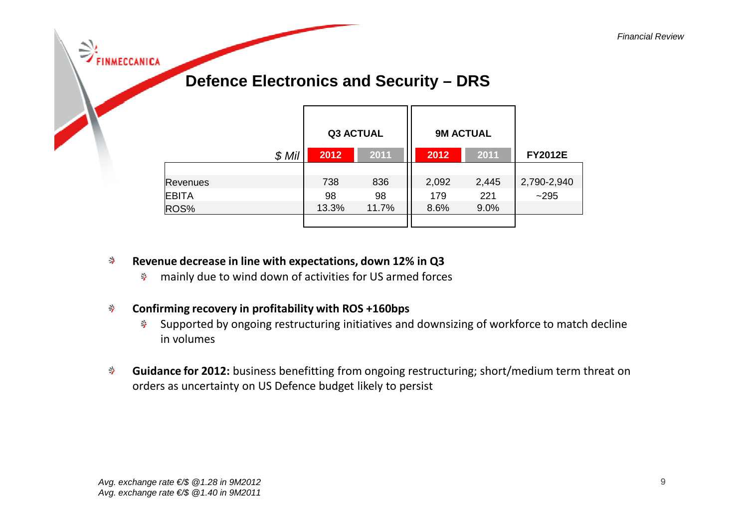# Defence Electronics and Security – DRS

| $ Mil | Q3 ACTUAL | | 9M ACTUAL | | |
|---|---|---|---|---|---|
| | 2012 | 2011 | 2012 | 2011 | FY2012E |
| Revenues | 738 | 836 | 2,092 | 2,445 | 2,790-2,940 |
| EBITA | 98 | 98 | 179 | 221 | ~295 |
| ROS% | 13.3% | 11.7% | 8.6% | 9.0% | |

- **Revenue decrease in line with expectations, down 12% in Q3**
  - mainly due to wind down of activities for US armed forces
- **Confirming recovery in profitability with ROS +160bps**
  - Supported by ongoing restructuring initiatives and downsizing of workforce to match decline in volumes
- **Guidance for 2012:** business benefitting from ongoing restructuring; short/medium term threat on orders as uncertainty on US Defence budget likely to persist

*Avg. exchange rate €/$ @1.28 in 9M2012*
*Avg. exchange rate €/$ @1.40 in 9M2011*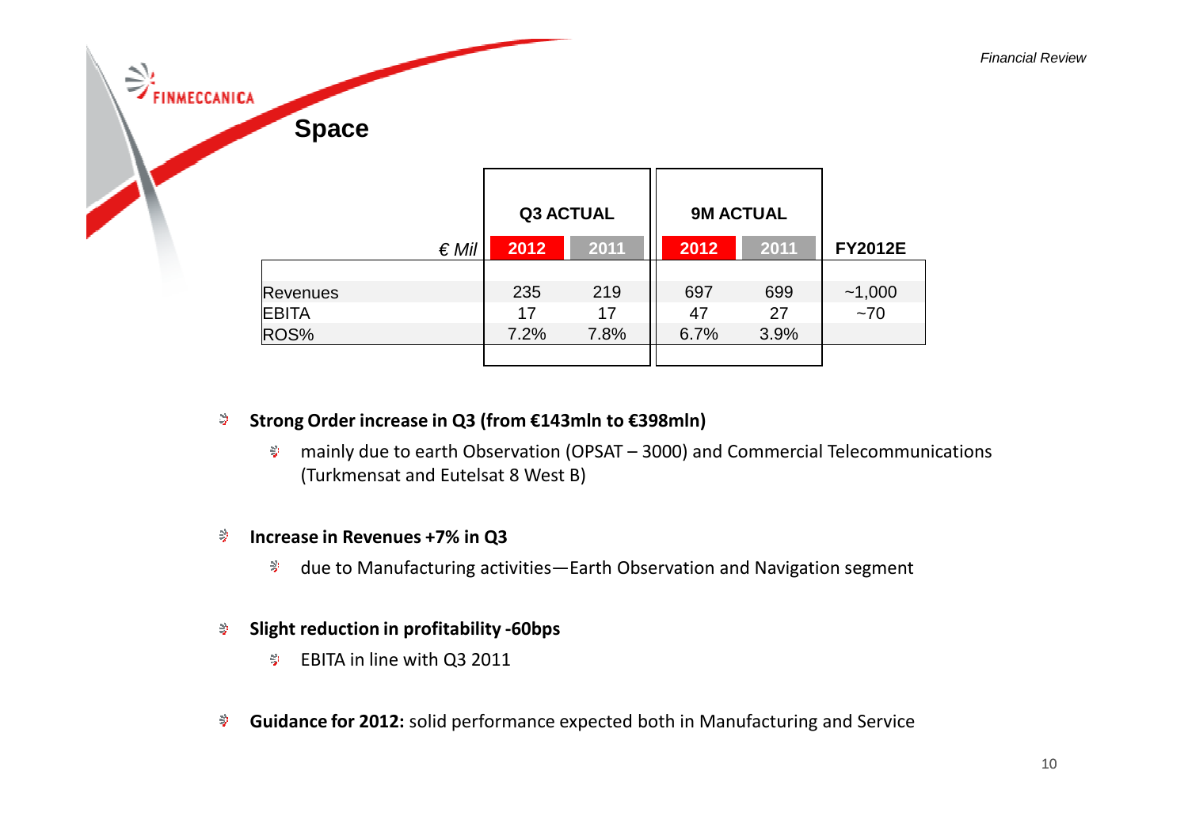## Space

| € Mil | Q3 ACTUAL | | 9M ACTUAL | | FY2012E |
|---|---|---|---|---|---|
| | 2012 | 2011 | 2012 | 2011 | |
| Revenues | 235 | 219 | 697 | 699 | ~1,000 |
| EBITA | 17 | 17 | 47 | 27 | ~70 |
| ROS% | 7.2% | 7.8% | 6.7% | 3.9% | |

- **Strong Order increase in Q3 (from €143mln to €398mln)**
  - mainly due to earth Observation (OPSAT – 3000) and Commercial Telecommunications (Turkmensat and Eutelsat 8 West B)
- **Increase in Revenues +7% in Q3**
  - due to Manufacturing activities—Earth Observation and Navigation segment
- **Slight reduction in profitability -60bps**
  - EBITA in line with Q3 2011
- **Guidance for 2012:** solid performance expected both in Manufacturing and Service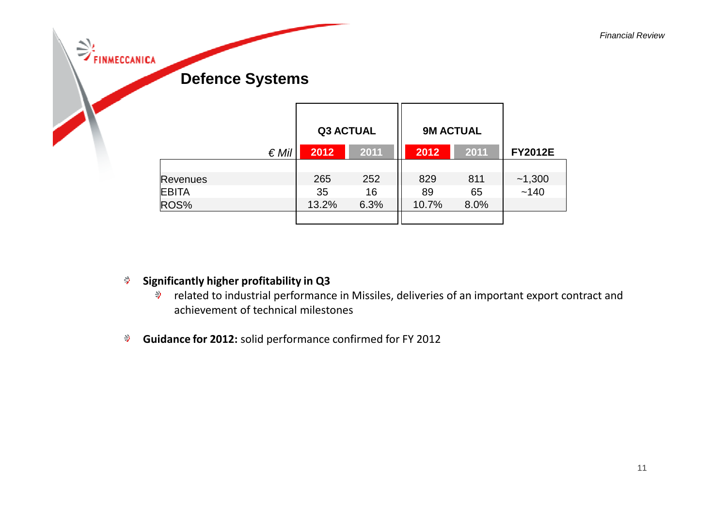## Defence Systems

| € Mil | Q3 ACTUAL | | 9M ACTUAL | | FY2012E |
|---|---|---|---|---|---|
| | 2012 | 2011 | 2012 | 2011 | |
| Revenues | 265 | 252 | 829 | 811 | ~1,300 |
| EBITA | 35 | 16 | 89 | 65 | ~140 |
| ROS% | 13.2% | 6.3% | 10.7% | 8.0% | |

- **Significantly higher profitability in Q3**
  - related to industrial performance in Missiles, deliveries of an important export contract and achievement of technical milestones
- **Guidance for 2012:** solid performance confirmed for FY 2012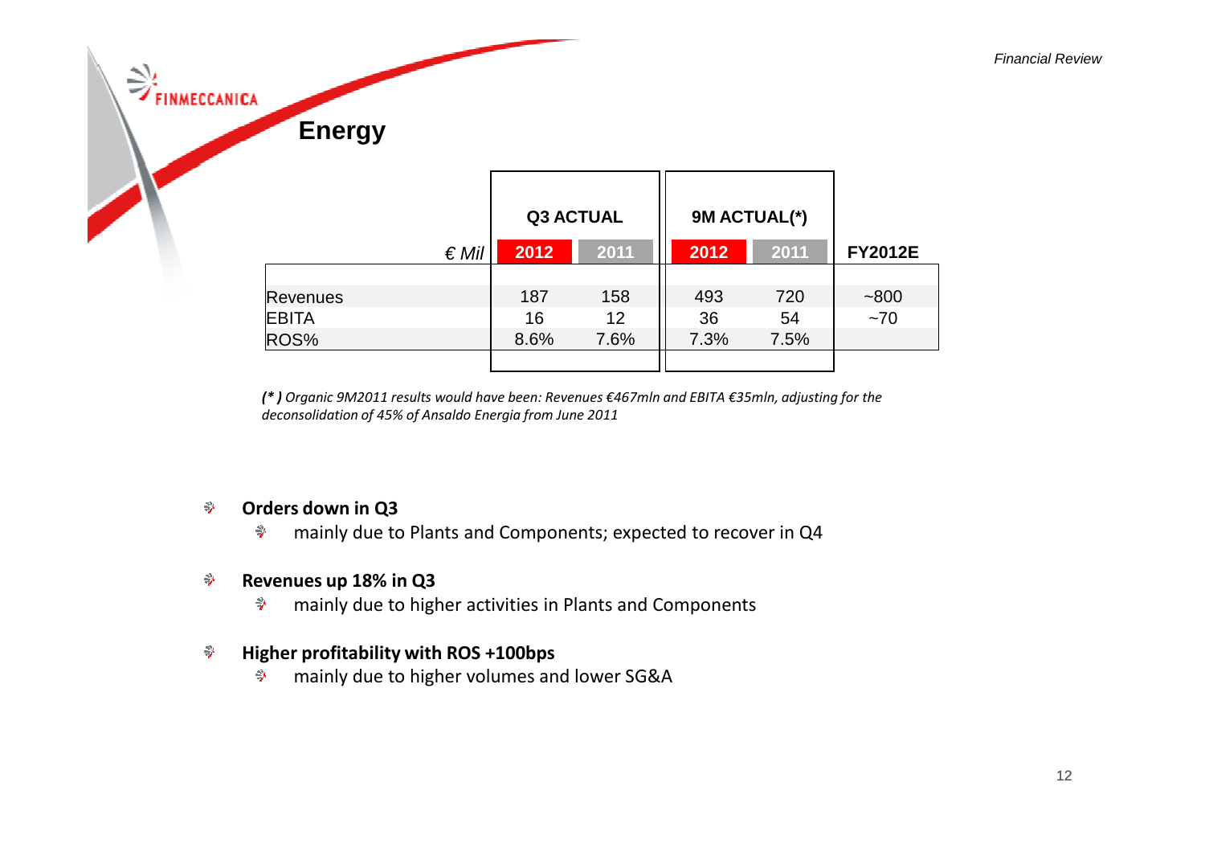## Energy

| € Mil | Q3 ACTUAL | | 9M ACTUAL(*) | | |
|---|---|---|---|---|---|
| | 2012 | 2011 | 2012 | 2011 | FY2012E |
| Revenues | 187 | 158 | 493 | 720 | ~800 |
| EBITA | 16 | 12 | 36 | 54 | ~70 |
| ROS% | 8.6% | 7.6% | 7.3% | 7.5% | |

*(\* ) Organic 9M2011 results would have been: Revenues €467mln and EBITA €35mln, adjusting for the deconsolidation of 45% of Ansaldo Energia from June 2011*

- **Orders down in Q3**
  - mainly due to Plants and Components; expected to recover in Q4
- **Revenues up 18% in Q3**
  - mainly due to higher activities in Plants and Components
- **Higher profitability with ROS +100bps**
  - mainly due to higher volumes and lower SG&A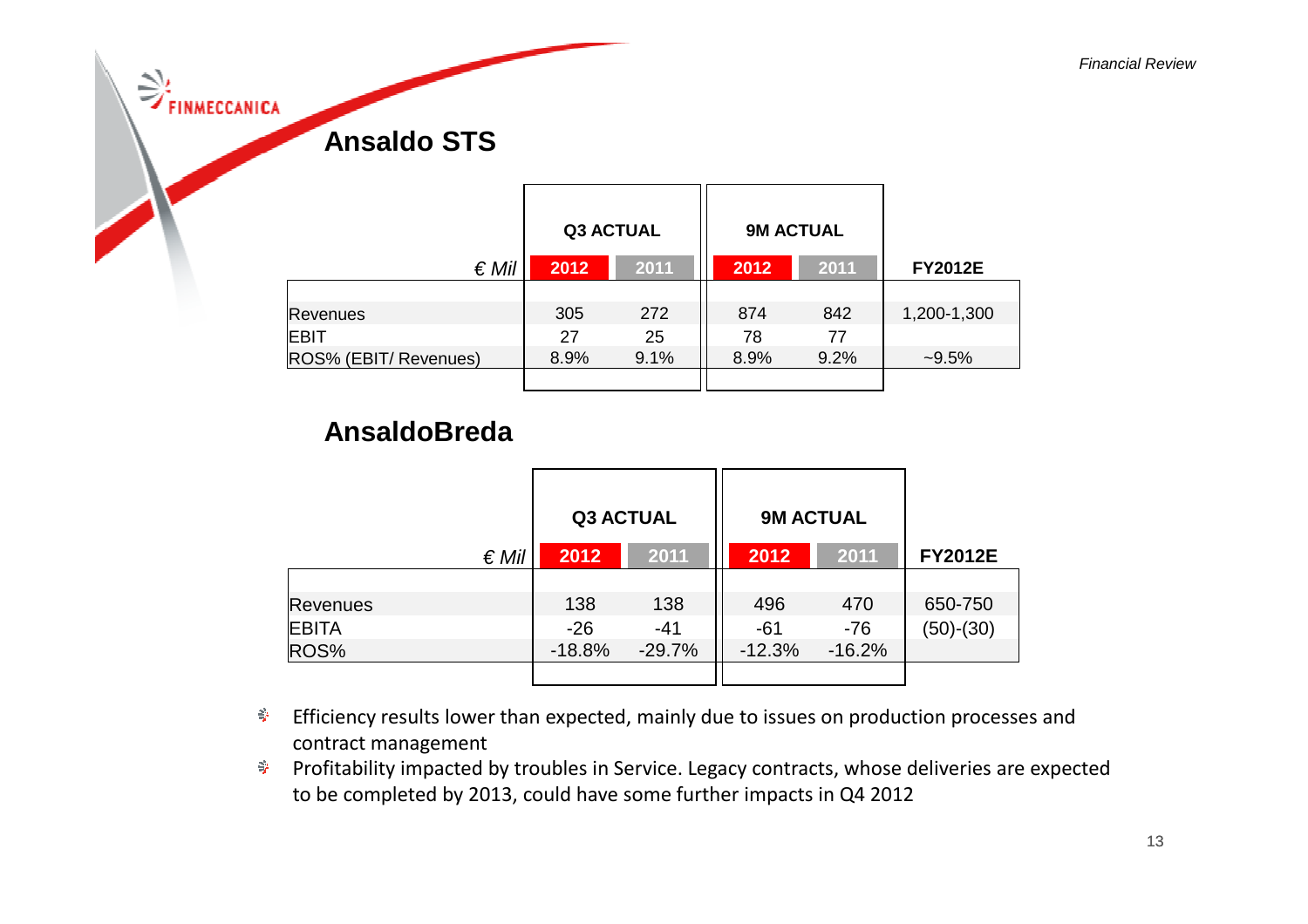## Ansaldo STS

| € Mil | Q3 ACTUAL | | 9M ACTUAL | | |
|---|---|---|---|---|---|
| | 2012 | 2011 | 2012 | 2011 | FY2012E |
| Revenues | 305 | 272 | 874 | 842 | 1,200-1,300 |
| EBIT | 27 | 25 | 78 | 77 | |
| ROS% (EBIT/ Revenues) | 8.9% | 9.1% | 8.9% | 9.2% | ~9.5% |

## AnsaldoBreda

| € Mil | Q3 ACTUAL | | 9M ACTUAL | | |
|---|---|---|---|---|---|
| | 2012 | 2011 | 2012 | 2011 | FY2012E |
| Revenues | 138 | 138 | 496 | 470 | 650-750 |
| EBITA | -26 | -41 | -61 | -76 | (50)-(30) |
| ROS% | -18.8% | -29.7% | -12.3% | -16.2% | |

- Efficiency results lower than expected, mainly due to issues on production processes and contract management
- Profitability impacted by troubles in Service. Legacy contracts, whose deliveries are expected to be completed by 2013, could have some further impacts in Q4 2012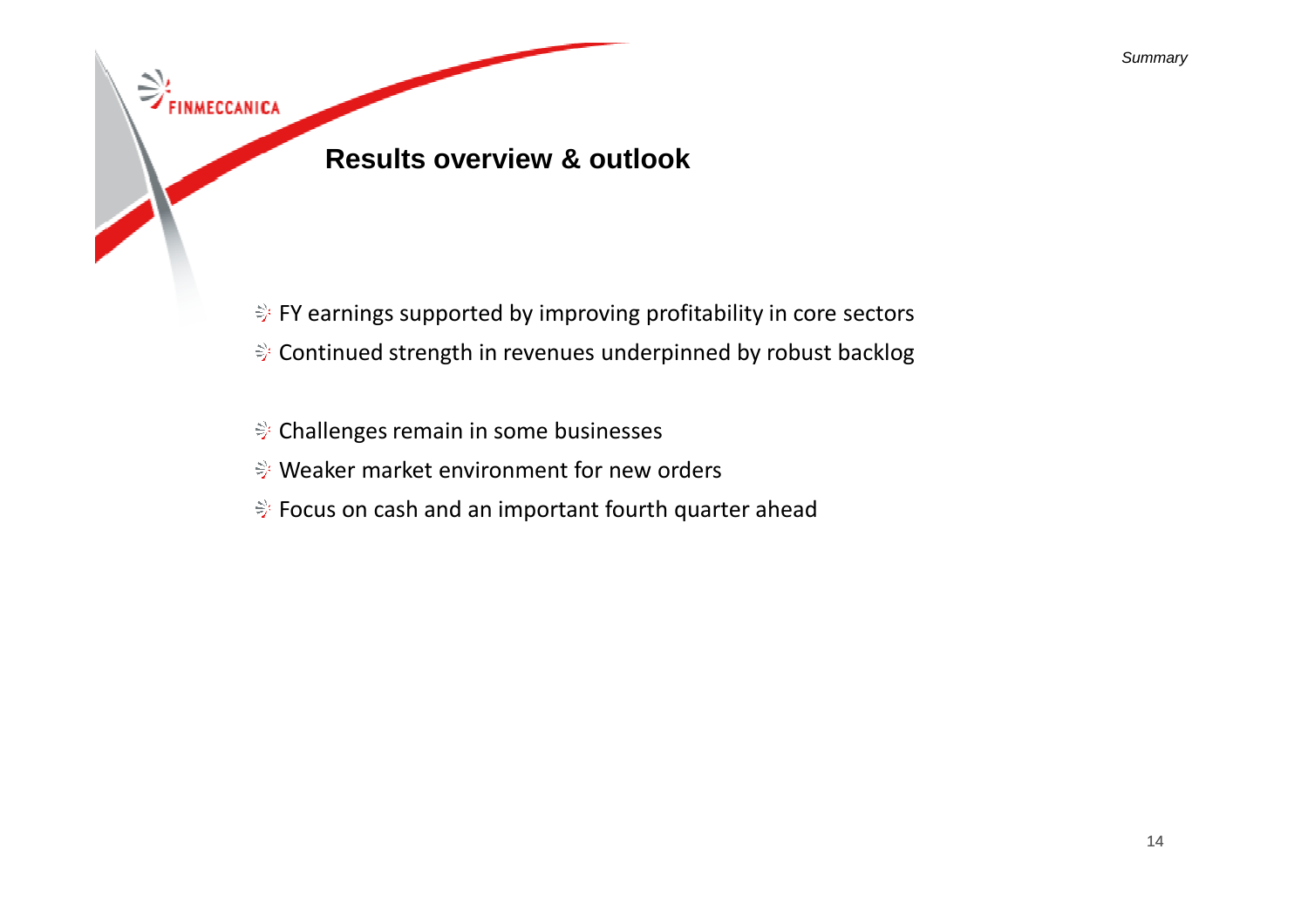## Results overview & outlook

- FY earnings supported by improving profitability in core sectors
- Continued strength in revenues underpinned by robust backlog

- Challenges remain in some businesses
- Weaker market environment for new orders
- Focus on cash and an important fourth quarter ahead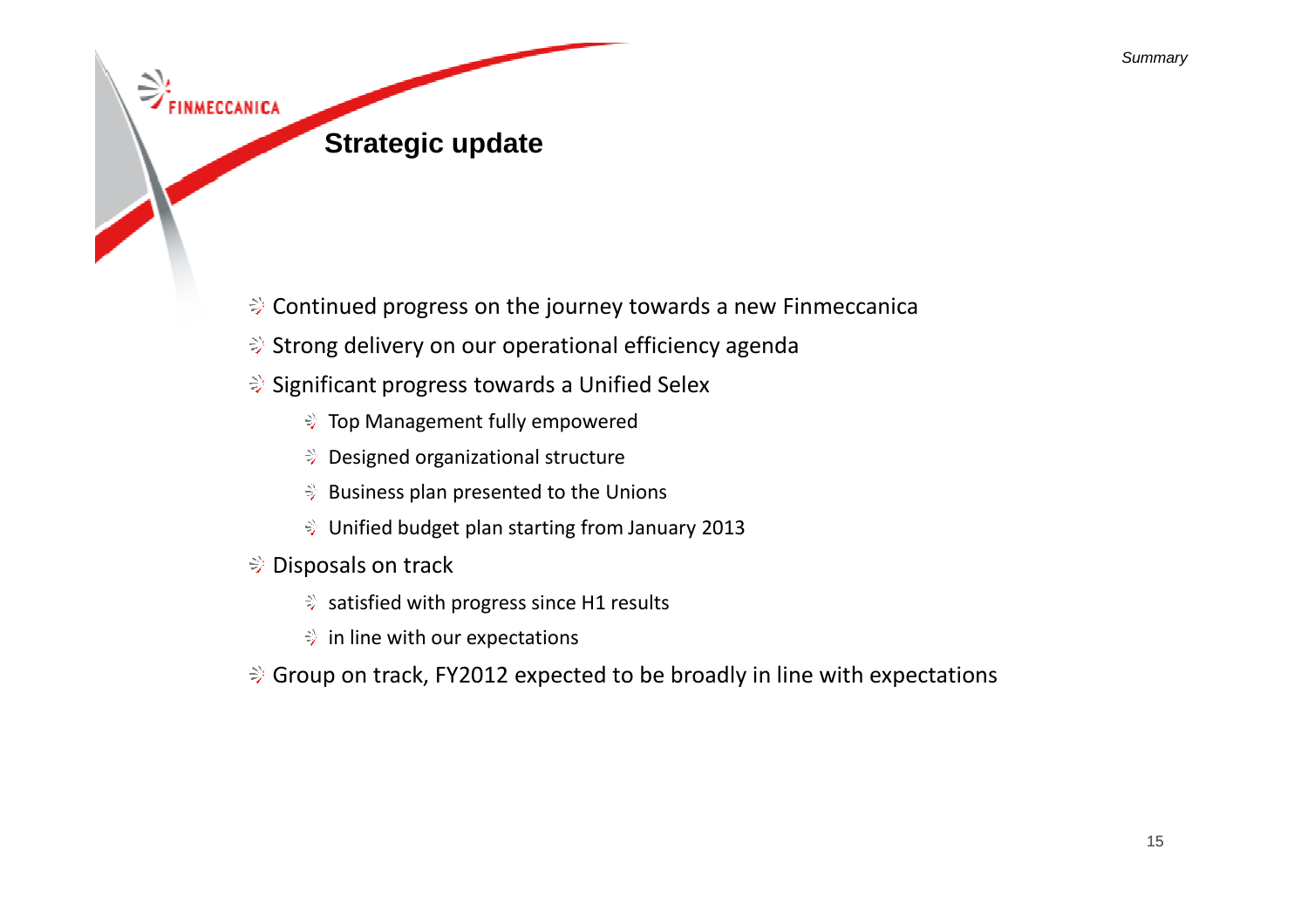# Strategic update

- Continued progress on the journey towards a new Finmeccanica
- Strong delivery on our operational efficiency agenda
- Significant progress towards a Unified Selex
  - Top Management fully empowered
  - Designed organizational structure
  - Business plan presented to the Unions
  - Unified budget plan starting from January 2013
- Disposals on track
  - satisfied with progress since H1 results
  - in line with our expectations
- Group on track, FY2012 expected to be broadly in line with expectations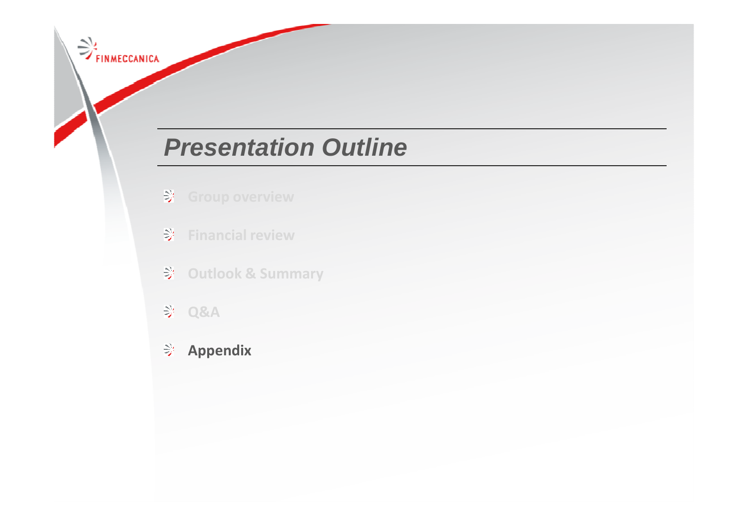# *Presentation Outline*

- Group overview
- Financial review
- Outlook & Summary
- Q&A
- **Appendix**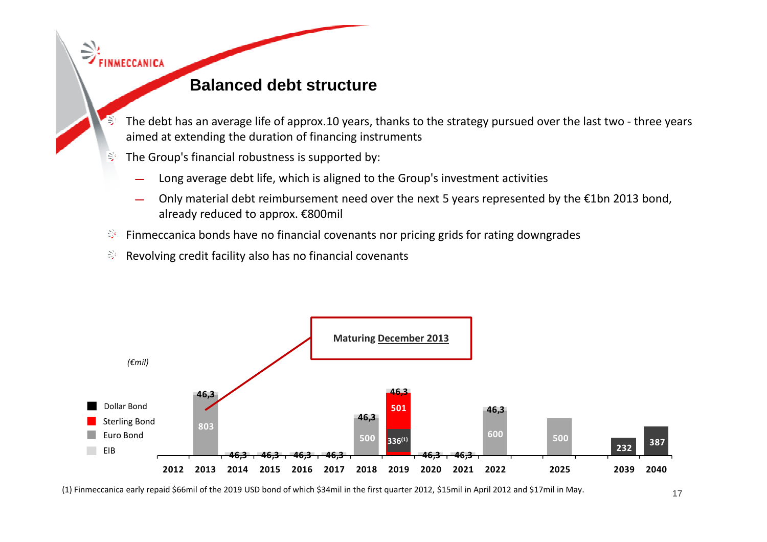# Balanced debt structure

- The debt has an average life of approx.10 years, thanks to the strategy pursued over the last two - three years aimed at extending the duration of financing instruments
- The Group's financial robustness is supported by:
  - Long average debt life, which is aligned to the Group's investment activities
  - Only material debt reimbursement need over the next 5 years represented by the €1bn 2013 bond, already reduced to approx. €800mil
- Finmeccanica bonds have no financial covenants nor pricing grids for rating downgrades
- Revolving credit facility also has no financial covenants

*(€mil)*

Maturing December 2013

| Year | EIB | Euro Bond | Sterling Bond | Dollar Bond |
|---|---|---|---|---|
| 2012 | | | | |
| 2013 | 46,3 | 803 | | |
| 2014 | 46,3 | | | |
| 2015 | 46,3 | | | |
| 2016 | 46,3 | | | |
| 2017 | 46,3 | | | |
| 2018 | 46,3 | 500 | | |
| 2019 | 46,3 | | 501 | 336[1] |
| 2020 | 46,3 | | | |
| 2021 | 46,3 | | | |
| 2022 | 46,3 | 600 | | |
| 2025 | | 500 | | |
| 2039 | | | | 232 |
| 2040 | | | | 387 |

(1) Finmeccanica early repaid $66mil of the 2019 USD bond of which $34mil in the first quarter 2012, $15mil in April 2012 and $17mil in May.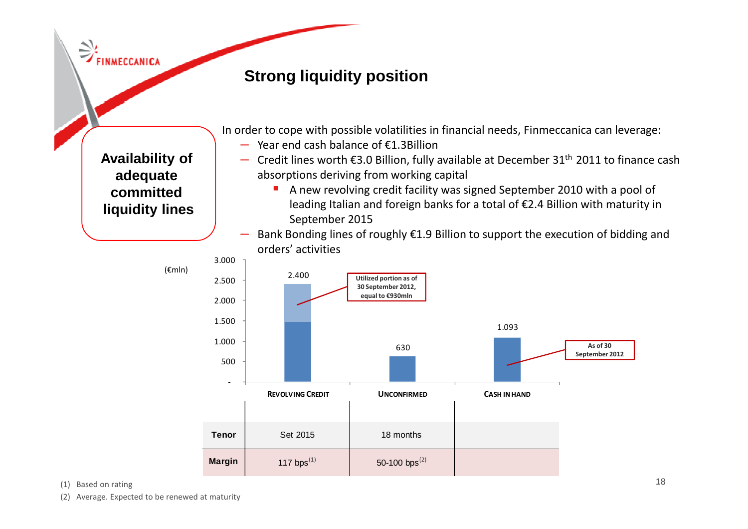# Strong liquidity position

**Availability of adequate committed liquidity lines**

In order to cope with possible volatilities in financial needs, Finmeccanica can leverage:

- Year end cash balance of €1.3Billion
- Credit lines worth €3.0 Billion, fully available at December 31th 2011 to finance cash absorptions deriving from working capital
  - A new revolving credit facility was signed September 2010 with a pool of leading Italian and foreign banks for a total of €2.4 Billion with maturity in September 2015
- Bank Bonding lines of roughly €1.9 Billion to support the execution of bidding and orders' activities

(€mln)

| | REVOLVING CREDIT | UNCONFIRMED | CASH IN HAND |
|---|---|---|---|
| Amount | 2.400 (Utilized portion as of 30 September 2012, equal to €930mln) | 630 | 1.093 (As of 30 September 2012) |
| **Tenor** | Set 2015 | 18 months | |
| **Margin** | 117 bps(1) | 50-100 bps(2) | |

(1) Based on rating

(2) Average. Expected to be renewed at maturity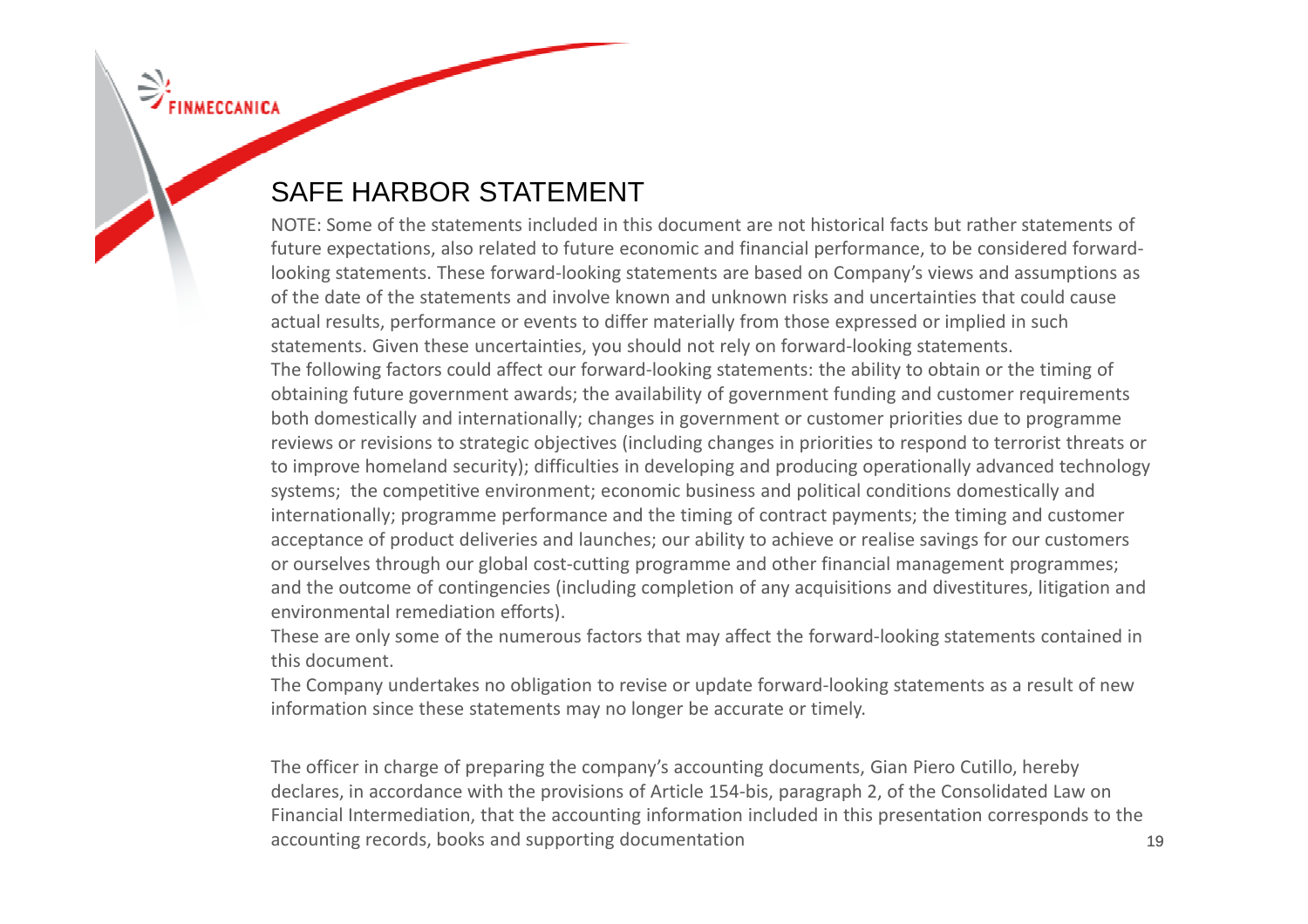# SAFE HARBOR STATEMENT

NOTE: Some of the statements included in this document are not historical facts but rather statements of future expectations, also related to future economic and financial performance, to be considered forward-looking statements. These forward-looking statements are based on Company's views and assumptions as of the date of the statements and involve known and unknown risks and uncertainties that could cause actual results, performance or events to differ materially from those expressed or implied in such statements. Given these uncertainties, you should not rely on forward-looking statements.

The following factors could affect our forward-looking statements: the ability to obtain or the timing of obtaining future government awards; the availability of government funding and customer requirements both domestically and internationally; changes in government or customer priorities due to programme reviews or revisions to strategic objectives (including changes in priorities to respond to terrorist threats or to improve homeland security); difficulties in developing and producing operationally advanced technology systems; the competitive environment; economic business and political conditions domestically and internationally; programme performance and the timing of contract payments; the timing and customer acceptance of product deliveries and launches; our ability to achieve or realise savings for our customers or ourselves through our global cost-cutting programme and other financial management programmes; and the outcome of contingencies (including completion of any acquisitions and divestitures, litigation and environmental remediation efforts).

These are only some of the numerous factors that may affect the forward-looking statements contained in this document.

The Company undertakes no obligation to revise or update forward-looking statements as a result of new information since these statements may no longer be accurate or timely.

The officer in charge of preparing the company's accounting documents, Gian Piero Cutillo, hereby declares, in accordance with the provisions of Article 154-bis, paragraph 2, of the Consolidated Law on Financial Intermediation, that the accounting information included in this presentation corresponds to the accounting records, books and supporting documentation